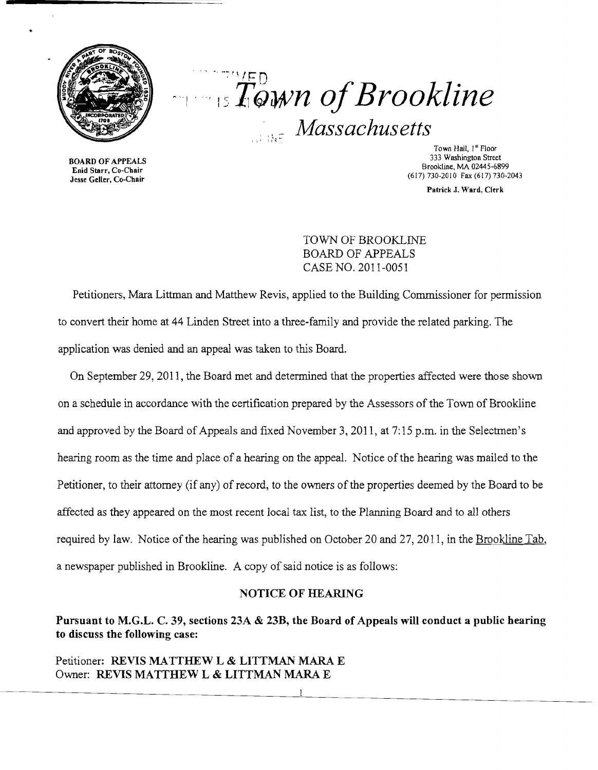# Town of Brookline

## Massachusetts

BOARD OF APPEALS
Enid Starr, Co-Chair
Jesse Geller, Co-Chair

Town Hall, 1st Floor
333 Washington Street
Brookline, MA 02445-6899
(617) 730-2010 Fax (617) 730-2043

Patrick J. Ward, Clerk

TOWN OF BROOKLINE
BOARD OF APPEALS
CASE NO. 2011-0051

Petitioners, Mara Littman and Matthew Revis, applied to the Building Commissioner for permission to convert their home at 44 Linden Street into a three-family and provide the related parking. The application was denied and an appeal was taken to this Board.

On September 29, 2011, the Board met and determined that the properties affected were those shown on a schedule in accordance with the certification prepared by the Assessors of the Town of Brookline and approved by the Board of Appeals and fixed November 3, 2011, at 7:15 p.m. in the Selectmen's hearing room as the time and place of a hearing on the appeal. Notice of the hearing was mailed to the Petitioner, to their attorney (if any) of record, to the owners of the properties deemed by the Board to be affected as they appeared on the most recent local tax list, to the Planning Board and to all others required by law. Notice of the hearing was published on October 20 and 27, 2011, in the Brookline Tab, a newspaper published in Brookline. A copy of said notice is as follows:

**NOTICE OF HEARING**

**Pursuant to M.G.L. C. 39, sections 23A & 23B, the Board of Appeals will conduct a public hearing to discuss the following case:**

Petitioner: **REVIS MATTHEW L & LITTMAN MARA E**
Owner: **REVIS MATTHEW L & LITTMAN MARA E**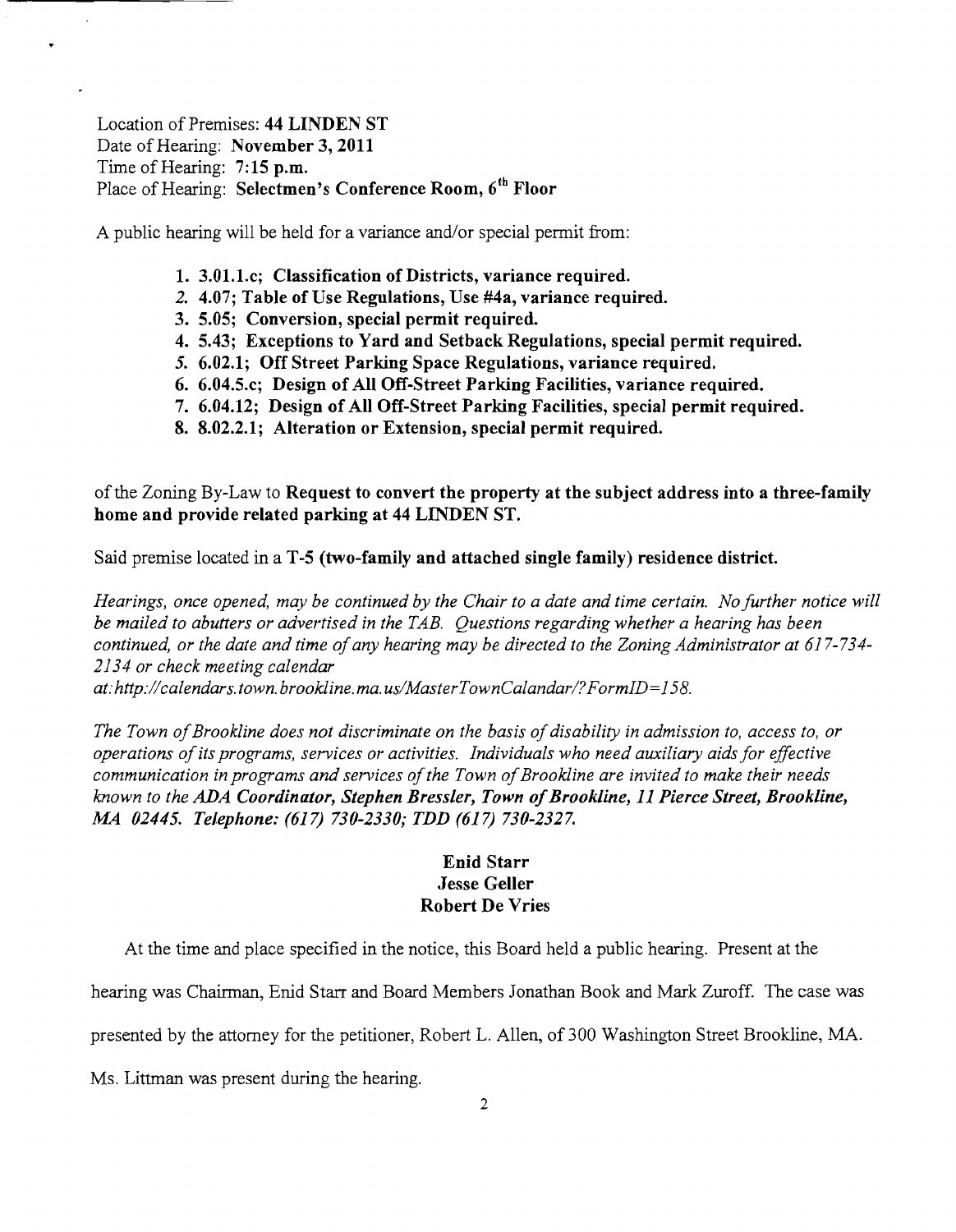Location of Premises: **44 LINDEN ST**
Date of Hearing: **November 3, 2011**
Time of Hearing: **7:15 p.m.**
Place of Hearing: **Selectmen's Conference Room, 6th Floor**

A public hearing will be held for a variance and/or special permit from:

1. **3.01.1.c; Classification of Districts, variance required.**
2. **4.07; Table of Use Regulations, Use #4a, variance required.**
3. **5.05; Conversion, special permit required.**
4. **5.43; Exceptions to Yard and Setback Regulations, special permit required.**
5. **6.02.1; Off Street Parking Space Regulations, variance required.**
6. **6.04.5.c; Design of All Off-Street Parking Facilities, variance required.**
7. **6.04.12; Design of All Off-Street Parking Facilities, special permit required.**
8. **8.02.2.1; Alteration or Extension, special permit required.**

of the Zoning By-Law to **Request to convert the property at the subject address into a three-family home and provide related parking at 44 LINDEN ST.**

Said premise located in a **T-5 (two-family and attached single family) residence district.**

*Hearings, once opened, may be continued by the Chair to a date and time certain. No further notice will be mailed to abutters or advertised in the TAB. Questions regarding whether a hearing has been continued, or the date and time of any hearing may be directed to the Zoning Administrator at 617-734-2134 or check meeting calendar at: http://calendars.town.brookline.ma.us/MasterTownCalandar/?FormID=158.*

*The Town of Brookline does not discriminate on the basis of disability in admission to, access to, or operations of its programs, services or activities. Individuals who need auxiliary aids for effective communication in programs and services of the Town of Brookline are invited to make their needs known to the* ***ADA Coordinator, Stephen Bressler, Town of Brookline, 11 Pierce Street, Brookline, MA 02445. Telephone: (617) 730-2330; TDD (617) 730-2327.***

**Enid Starr**
**Jesse Geller**
**Robert De Vries**

At the time and place specified in the notice, this Board held a public hearing. Present at the hearing was Chairman, Enid Starr and Board Members Jonathan Book and Mark Zuroff. The case was presented by the attorney for the petitioner, Robert L. Allen, of 300 Washington Street Brookline, MA. Ms. Littman was present during the hearing.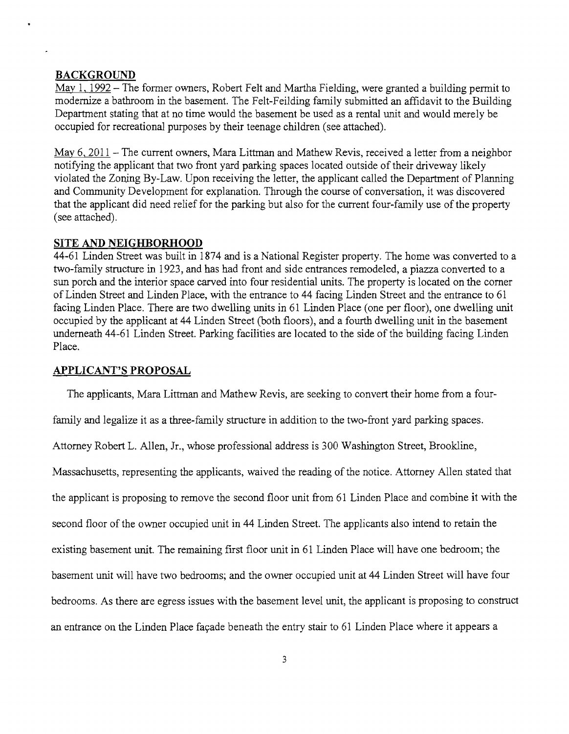## BACKGROUND

May 1, 1992 – The former owners, Robert Felt and Martha Fielding, were granted a building permit to modernize a bathroom in the basement. The Felt-Feilding family submitted an affidavit to the Building Department stating that at no time would the basement be used as a rental unit and would merely be occupied for recreational purposes by their teenage children (see attached).

May 6, 2011 – The current owners, Mara Littman and Mathew Revis, received a letter from a neighbor notifying the applicant that two front yard parking spaces located outside of their driveway likely violated the Zoning By-Law. Upon receiving the letter, the applicant called the Department of Planning and Community Development for explanation. Through the course of conversation, it was discovered that the applicant did need relief for the parking but also for the current four-family use of the property (see attached).

## SITE AND NEIGHBORHOOD

44-61 Linden Street was built in 1874 and is a National Register property. The home was converted to a two-family structure in 1923, and has had front and side entrances remodeled, a piazza converted to a sun porch and the interior space carved into four residential units. The property is located on the corner of Linden Street and Linden Place, with the entrance to 44 facing Linden Street and the entrance to 61 facing Linden Place. There are two dwelling units in 61 Linden Place (one per floor), one dwelling unit occupied by the applicant at 44 Linden Street (both floors), and a fourth dwelling unit in the basement underneath 44-61 Linden Street. Parking facilities are located to the side of the building facing Linden Place.

## APPLICANT'S PROPOSAL

The applicants, Mara Littman and Mathew Revis, are seeking to convert their home from a four-family and legalize it as a three-family structure in addition to the two-front yard parking spaces. Attorney Robert L. Allen, Jr., whose professional address is 300 Washington Street, Brookline, Massachusetts, representing the applicants, waived the reading of the notice. Attorney Allen stated that the applicant is proposing to remove the second floor unit from 61 Linden Place and combine it with the second floor of the owner occupied unit in 44 Linden Street. The applicants also intend to retain the existing basement unit. The remaining first floor unit in 61 Linden Place will have one bedroom; the basement unit will have two bedrooms; and the owner occupied unit at 44 Linden Street will have four bedrooms. As there are egress issues with the basement level unit, the applicant is proposing to construct an entrance on the Linden Place façade beneath the entry stair to 61 Linden Place where it appears a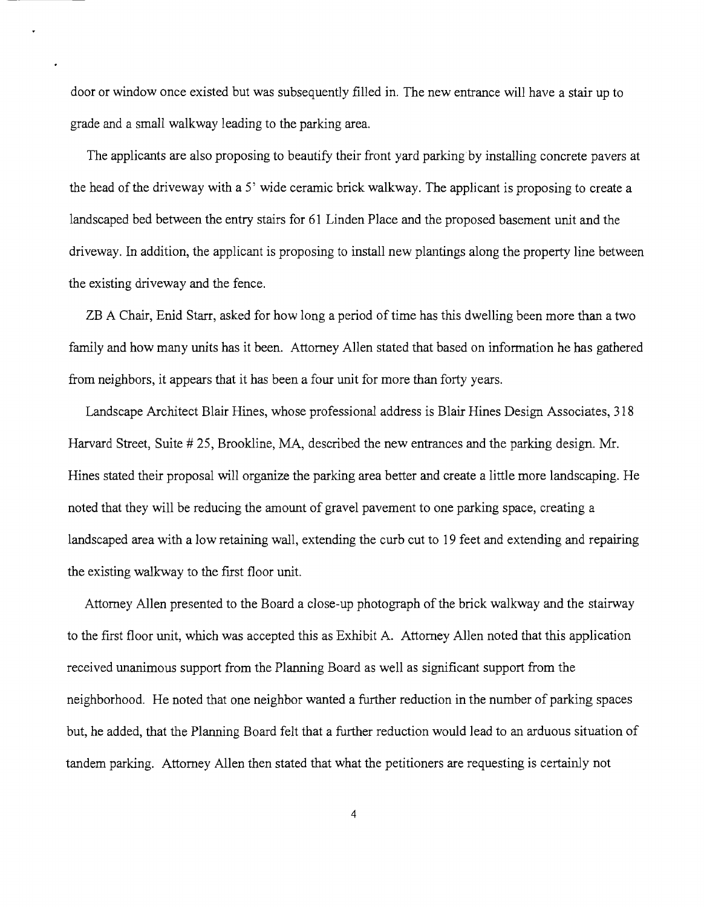door or window once existed but was subsequently filled in. The new entrance will have a stair up to grade and a small walkway leading to the parking area.

The applicants are also proposing to beautify their front yard parking by installing concrete pavers at the head of the driveway with a 5' wide ceramic brick walkway. The applicant is proposing to create a landscaped bed between the entry stairs for 61 Linden Place and the proposed basement unit and the driveway. In addition, the applicant is proposing to install new plantings along the property line between the existing driveway and the fence.

ZB A Chair, Enid Starr, asked for how long a period of time has this dwelling been more than a two family and how many units has it been. Attorney Allen stated that based on information he has gathered from neighbors, it appears that it has been a four unit for more than forty years.

Landscape Architect Blair Hines, whose professional address is Blair Hines Design Associates, 318 Harvard Street, Suite # 25, Brookline, MA, described the new entrances and the parking design. Mr. Hines stated their proposal will organize the parking area better and create a little more landscaping. He noted that they will be reducing the amount of gravel pavement to one parking space, creating a landscaped area with a low retaining wall, extending the curb cut to 19 feet and extending and repairing the existing walkway to the first floor unit.

Attorney Allen presented to the Board a close-up photograph of the brick walkway and the stairway to the first floor unit, which was accepted this as Exhibit A. Attorney Allen noted that this application received unanimous support from the Planning Board as well as significant support from the neighborhood. He noted that one neighbor wanted a further reduction in the number of parking spaces but, he added, that the Planning Board felt that a further reduction would lead to an arduous situation of tandem parking. Attorney Allen then stated that what the petitioners are requesting is certainly not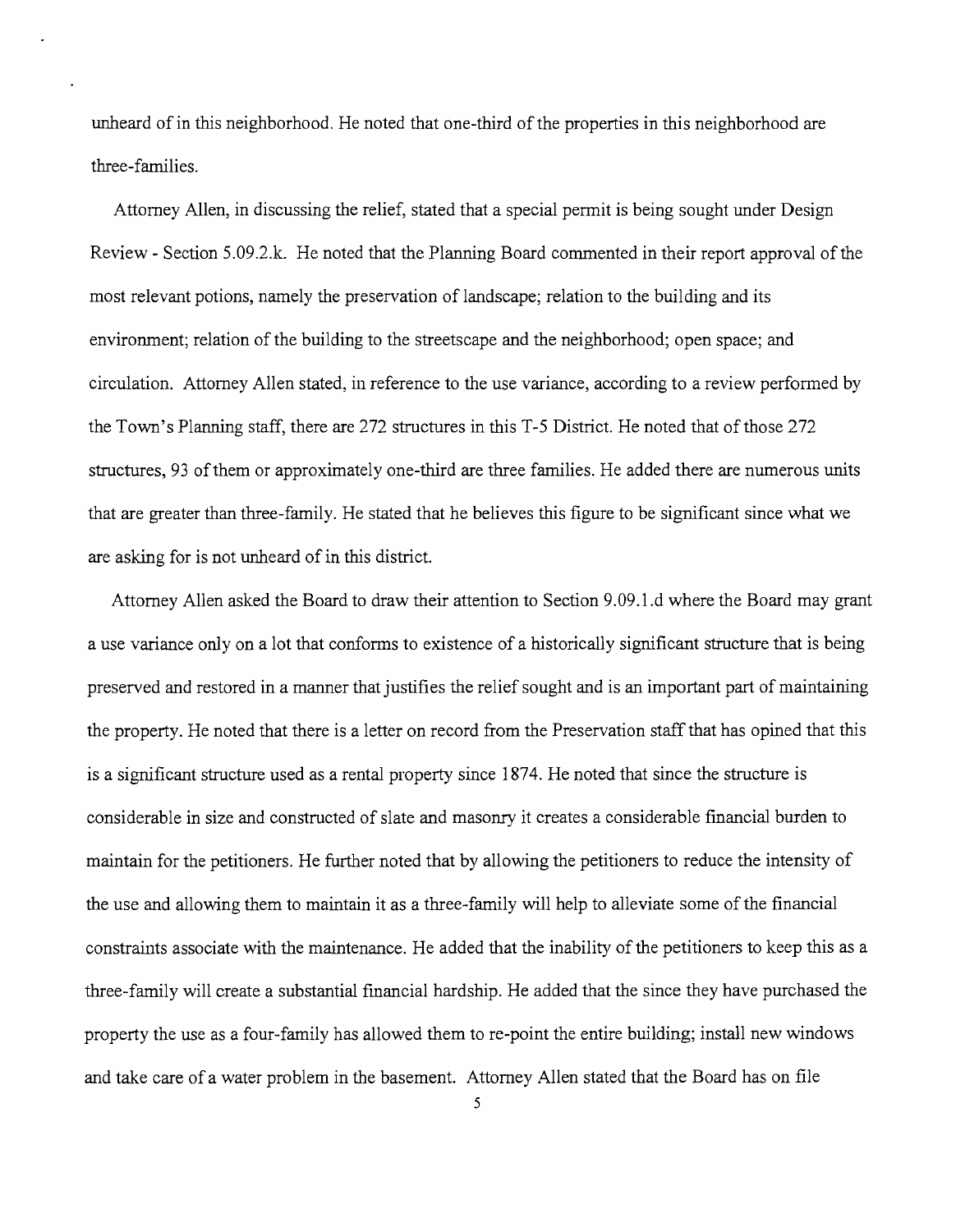unheard of in this neighborhood. He noted that one-third of the properties in this neighborhood are three-families.

Attorney Allen, in discussing the relief, stated that a special permit is being sought under Design Review - Section 5.09.2.k. He noted that the Planning Board commented in their report approval of the most relevant potions, namely the preservation of landscape; relation to the building and its environment; relation of the building to the streetscape and the neighborhood; open space; and circulation. Attorney Allen stated, in reference to the use variance, according to a review performed by the Town's Planning staff, there are 272 structures in this T-5 District. He noted that of those 272 structures, 93 of them or approximately one-third are three families. He added there are numerous units that are greater than three-family. He stated that he believes this figure to be significant since what we are asking for is not unheard of in this district.

Attorney Allen asked the Board to draw their attention to Section 9.09.1.d where the Board may grant a use variance only on a lot that conforms to existence of a historically significant structure that is being preserved and restored in a manner that justifies the relief sought and is an important part of maintaining the property. He noted that there is a letter on record from the Preservation staff that has opined that this is a significant structure used as a rental property since 1874. He noted that since the structure is considerable in size and constructed of slate and masonry it creates a considerable financial burden to maintain for the petitioners. He further noted that by allowing the petitioners to reduce the intensity of the use and allowing them to maintain it as a three-family will help to alleviate some of the financial constraints associate with the maintenance. He added that the inability of the petitioners to keep this as a three-family will create a substantial financial hardship. He added that the since they have purchased the property the use as a four-family has allowed them to re-point the entire building; install new windows and take care of a water problem in the basement. Attorney Allen stated that the Board has on file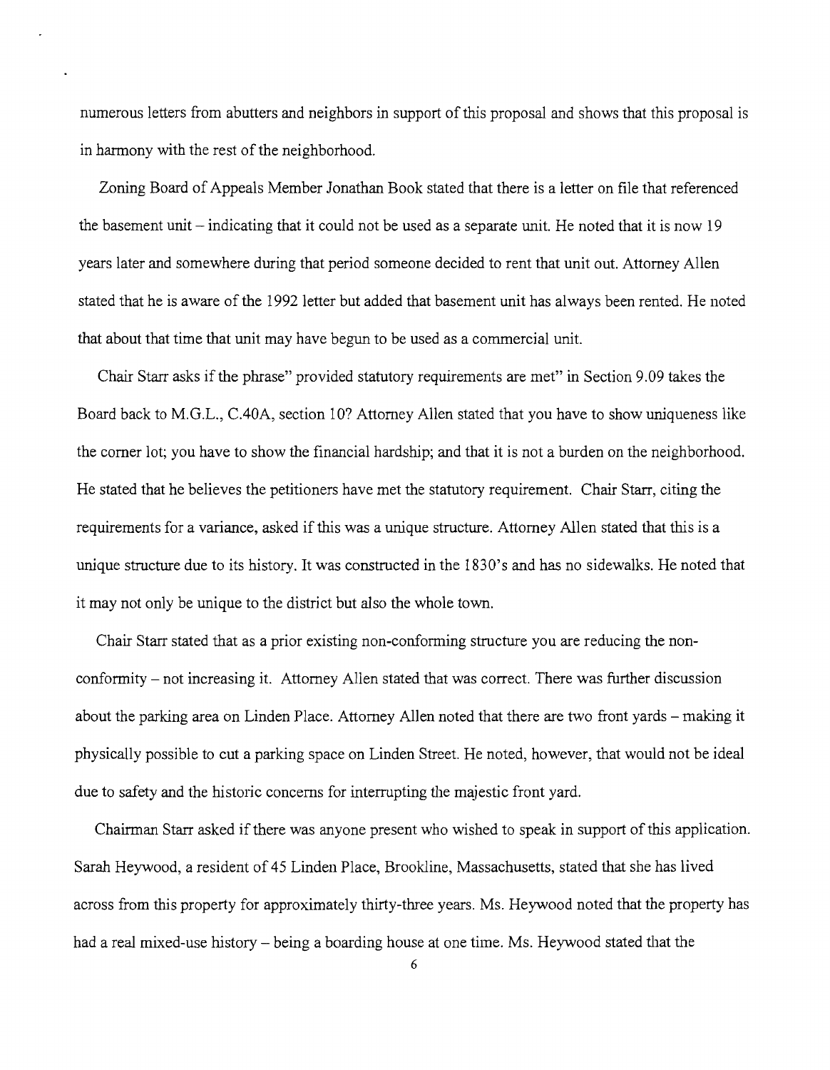numerous letters from abutters and neighbors in support of this proposal and shows that this proposal is in harmony with the rest of the neighborhood.

Zoning Board of Appeals Member Jonathan Book stated that there is a letter on file that referenced the basement unit – indicating that it could not be used as a separate unit. He noted that it is now 19 years later and somewhere during that period someone decided to rent that unit out. Attorney Allen stated that he is aware of the 1992 letter but added that basement unit has always been rented. He noted that about that time that unit may have begun to be used as a commercial unit.

Chair Starr asks if the phrase" provided statutory requirements are met" in Section 9.09 takes the Board back to M.G.L., C.40A, section 10? Attorney Allen stated that you have to show uniqueness like the corner lot; you have to show the financial hardship; and that it is not a burden on the neighborhood. He stated that he believes the petitioners have met the statutory requirement. Chair Starr, citing the requirements for a variance, asked if this was a unique structure. Attorney Allen stated that this is a unique structure due to its history. It was constructed in the 1830's and has no sidewalks. He noted that it may not only be unique to the district but also the whole town.

Chair Starr stated that as a prior existing non-conforming structure you are reducing the non-conformity – not increasing it. Attorney Allen stated that was correct. There was further discussion about the parking area on Linden Place. Attorney Allen noted that there are two front yards – making it physically possible to cut a parking space on Linden Street. He noted, however, that would not be ideal due to safety and the historic concerns for interrupting the majestic front yard.

Chairman Starr asked if there was anyone present who wished to speak in support of this application. Sarah Heywood, a resident of 45 Linden Place, Brookline, Massachusetts, stated that she has lived across from this property for approximately thirty-three years. Ms. Heywood noted that the property has had a real mixed-use history – being a boarding house at one time. Ms. Heywood stated that the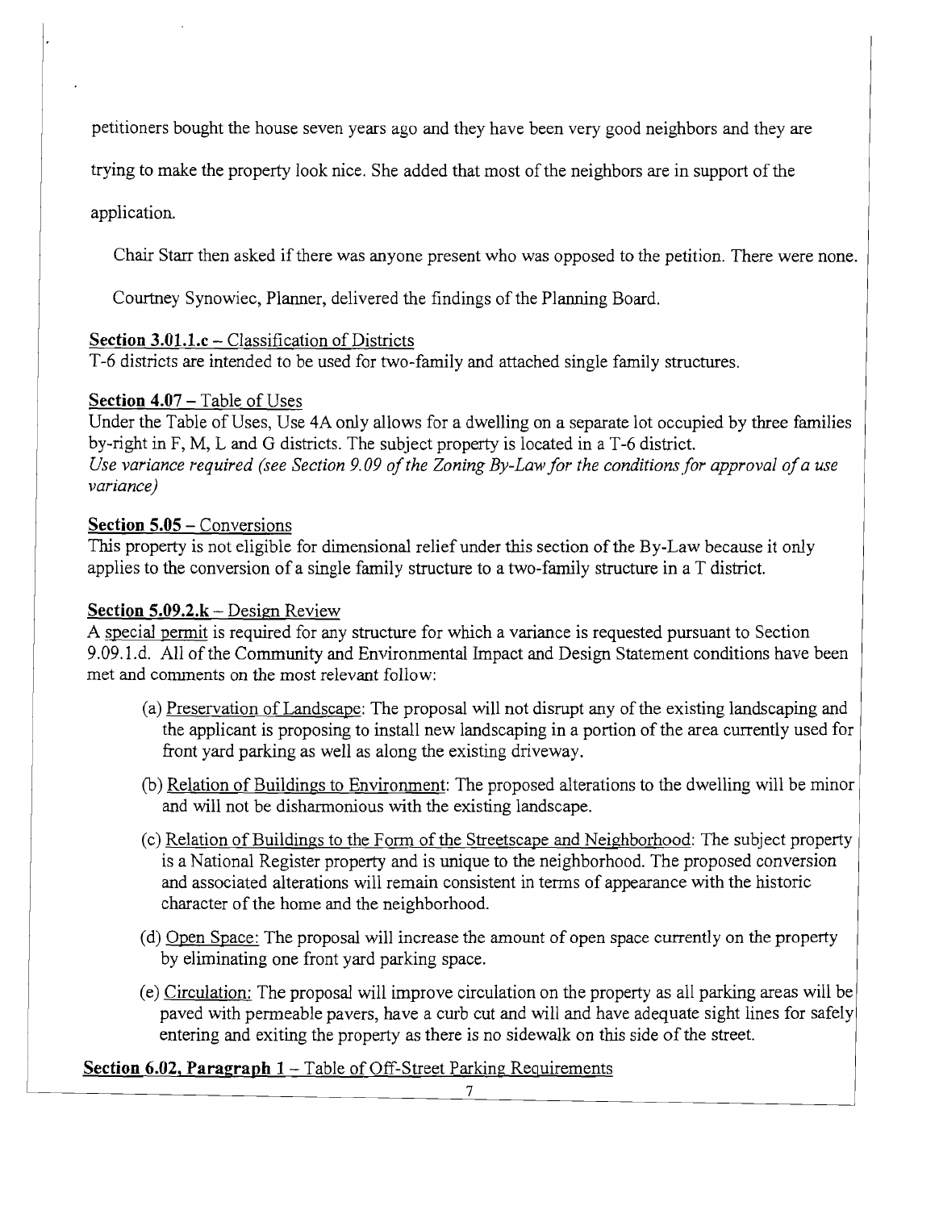petitioners bought the house seven years ago and they have been very good neighbors and they are trying to make the property look nice. She added that most of the neighbors are in support of the application.

Chair Starr then asked if there was anyone present who was opposed to the petition. There were none.

Courtney Synowiec, Planner, delivered the findings of the Planning Board.

**Section 3.01.1.c** – Classification of Districts
T-6 districts are intended to be used for two-family and attached single family structures.

**Section 4.07** – Table of Uses
Under the Table of Uses, Use 4A only allows for a dwelling on a separate lot occupied by three families by-right in F, M, L and G districts. The subject property is located in a T-6 district.
*Use variance required (see Section 9.09 of the Zoning By-Law for the conditions for approval of a use variance)*

**Section 5.05** – Conversions
This property is not eligible for dimensional relief under this section of the By-Law because it only applies to the conversion of a single family structure to a two-family structure in a T district.

**Section 5.09.2.k** – Design Review
A special permit is required for any structure for which a variance is requested pursuant to Section 9.09.1.d. All of the Community and Environmental Impact and Design Statement conditions have been met and comments on the most relevant follow:

(a) Preservation of Landscape: The proposal will not disrupt any of the existing landscaping and the applicant is proposing to install new landscaping in a portion of the area currently used for front yard parking as well as along the existing driveway.

(b) Relation of Buildings to Environment: The proposed alterations to the dwelling will be minor and will not be disharmonious with the existing landscape.

(c) Relation of Buildings to the Form of the Streetscape and Neighborhood: The subject property is a National Register property and is unique to the neighborhood. The proposed conversion and associated alterations will remain consistent in terms of appearance with the historic character of the home and the neighborhood.

(d) Open Space: The proposal will increase the amount of open space currently on the property by eliminating one front yard parking space.

(e) Circulation: The proposal will improve circulation on the property as all parking areas will be paved with permeable pavers, have a curb cut and will and have adequate sight lines for safely entering and exiting the property as there is no sidewalk on this side of the street.

**Section 6.02, Paragraph 1** – Table of Off-Street Parking Requirements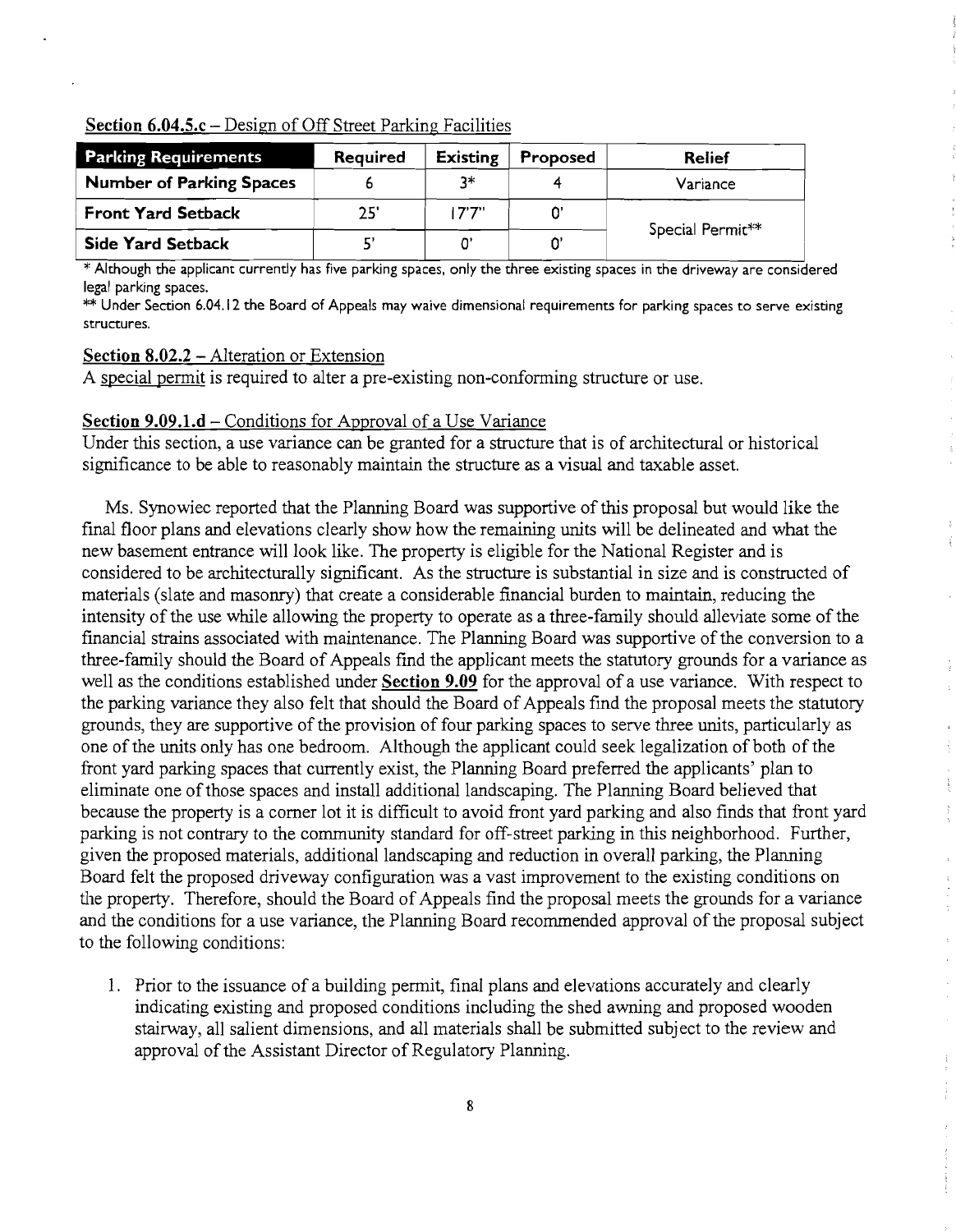**Section 6.04.5.c** – Design of Off Street Parking Facilities

| Parking Requirements | Required | Existing | Proposed | Relief |
|---|---|---|---|---|
| **Number of Parking Spaces** | 6 | 3* | 4 | Variance |
| **Front Yard Setback** | 25' | 17'7" | 0' | Special Permit** |
| **Side Yard Setback** | 5' | 0' | 0' | |

* Although the applicant currently has five parking spaces, only the three existing spaces in the driveway are considered legal parking spaces.

** Under Section 6.04.12 the Board of Appeals may waive dimensional requirements for parking spaces to serve existing structures.

**Section 8.02.2** – Alteration or Extension

A special permit is required to alter a pre-existing non-conforming structure or use.

**Section 9.09.1.d** – Conditions for Approval of a Use Variance

Under this section, a use variance can be granted for a structure that is of architectural or historical significance to be able to reasonably maintain the structure as a visual and taxable asset.

Ms. Synowiec reported that the Planning Board was supportive of this proposal but would like the final floor plans and elevations clearly show how the remaining units will be delineated and what the new basement entrance will look like. The property is eligible for the National Register and is considered to be architecturally significant. As the structure is substantial in size and is constructed of materials (slate and masonry) that create a considerable financial burden to maintain, reducing the intensity of the use while allowing the property to operate as a three-family should alleviate some of the financial strains associated with maintenance. The Planning Board was supportive of the conversion to a three-family should the Board of Appeals find the applicant meets the statutory grounds for a variance as well as the conditions established under **Section 9.09** for the approval of a use variance. With respect to the parking variance they also felt that should the Board of Appeals find the proposal meets the statutory grounds, they are supportive of the provision of four parking spaces to serve three units, particularly as one of the units only has one bedroom. Although the applicant could seek legalization of both of the front yard parking spaces that currently exist, the Planning Board preferred the applicants' plan to eliminate one of those spaces and install additional landscaping. The Planning Board believed that because the property is a corner lot it is difficult to avoid front yard parking and also finds that front yard parking is not contrary to the community standard for off-street parking in this neighborhood. Further, given the proposed materials, additional landscaping and reduction in overall parking, the Planning Board felt the proposed driveway configuration was a vast improvement to the existing conditions on the property. Therefore, should the Board of Appeals find the proposal meets the grounds for a variance and the conditions for a use variance, the Planning Board recommended approval of the proposal subject to the following conditions:

1. Prior to the issuance of a building permit, final plans and elevations accurately and clearly indicating existing and proposed conditions including the shed awning and proposed wooden stairway, all salient dimensions, and all materials shall be submitted subject to the review and approval of the Assistant Director of Regulatory Planning.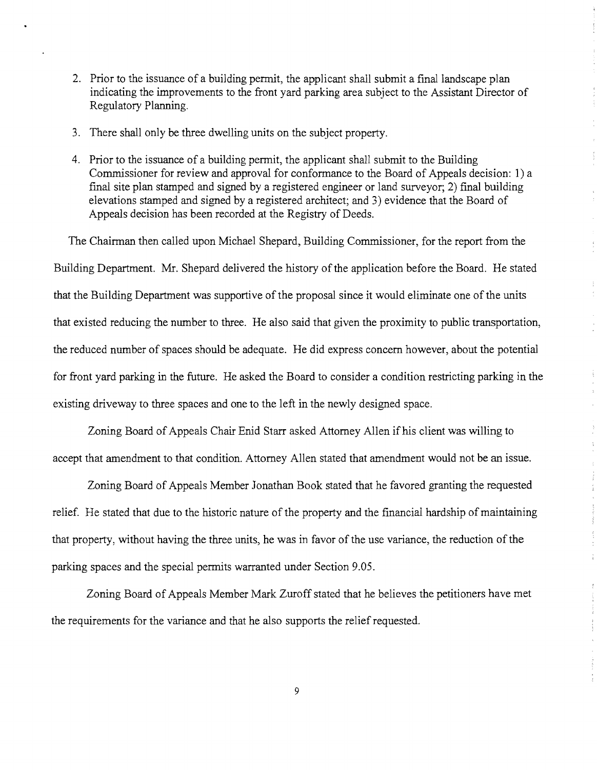2. Prior to the issuance of a building permit, the applicant shall submit a final landscape plan indicating the improvements to the front yard parking area subject to the Assistant Director of Regulatory Planning.

3. There shall only be three dwelling units on the subject property.

4. Prior to the issuance of a building permit, the applicant shall submit to the Building Commissioner for review and approval for conformance to the Board of Appeals decision: 1) a final site plan stamped and signed by a registered engineer or land surveyor; 2) final building elevations stamped and signed by a registered architect; and 3) evidence that the Board of Appeals decision has been recorded at the Registry of Deeds.

The Chairman then called upon Michael Shepard, Building Commissioner, for the report from the Building Department. Mr. Shepard delivered the history of the application before the Board. He stated that the Building Department was supportive of the proposal since it would eliminate one of the units that existed reducing the number to three. He also said that given the proximity to public transportation, the reduced number of spaces should be adequate. He did express concern however, about the potential for front yard parking in the future. He asked the Board to consider a condition restricting parking in the existing driveway to three spaces and one to the left in the newly designed space.

Zoning Board of Appeals Chair Enid Starr asked Attorney Allen if his client was willing to accept that amendment to that condition. Attorney Allen stated that amendment would not be an issue.

Zoning Board of Appeals Member Jonathan Book stated that he favored granting the requested relief. He stated that due to the historic nature of the property and the financial hardship of maintaining that property, without having the three units, he was in favor of the use variance, the reduction of the parking spaces and the special permits warranted under Section 9.05.

Zoning Board of Appeals Member Mark Zuroff stated that he believes the petitioners have met the requirements for the variance and that he also supports the relief requested.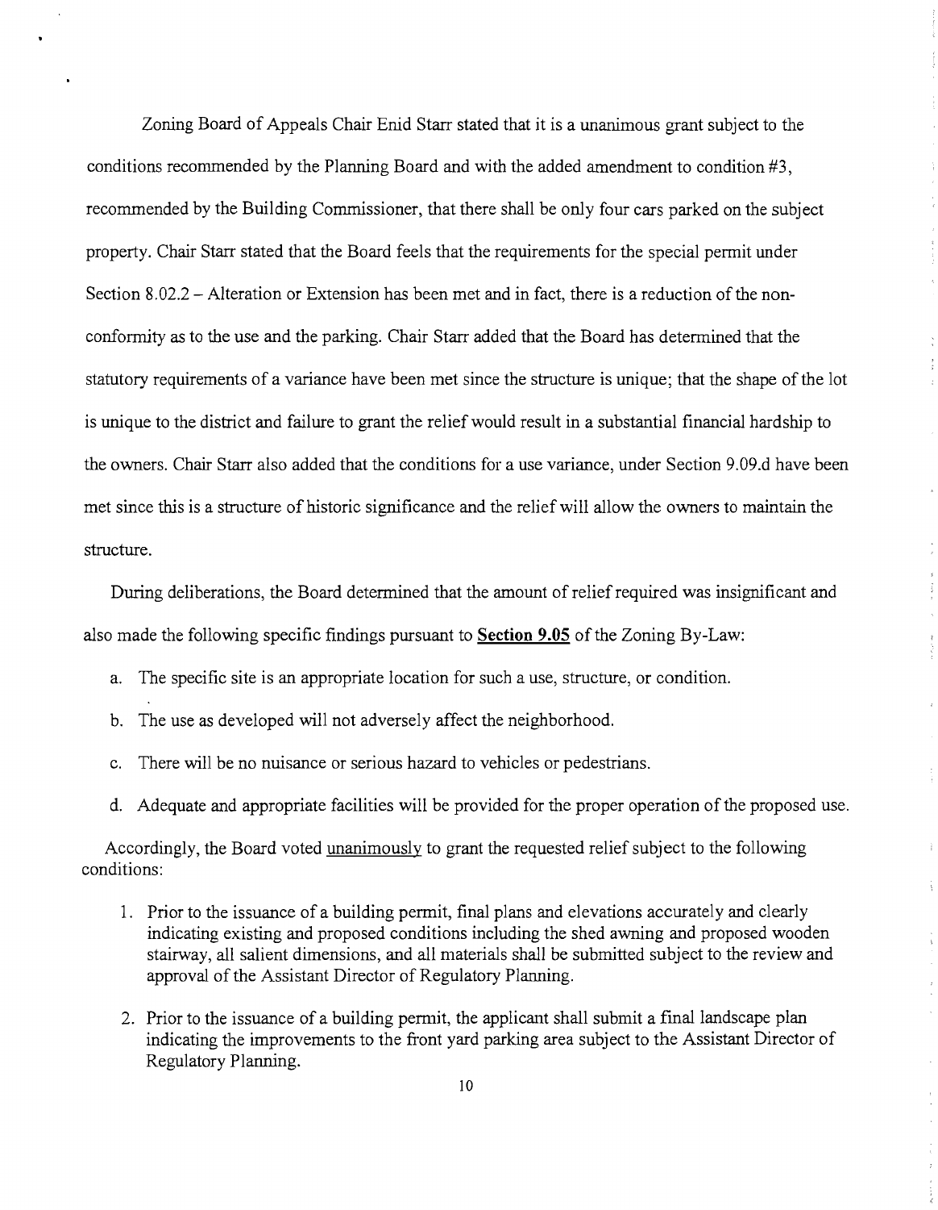Zoning Board of Appeals Chair Enid Starr stated that it is a unanimous grant subject to the conditions recommended by the Planning Board and with the added amendment to condition #3, recommended by the Building Commissioner, that there shall be only four cars parked on the subject property. Chair Starr stated that the Board feels that the requirements for the special permit under Section 8.02.2 – Alteration or Extension has been met and in fact, there is a reduction of the non-conformity as to the use and the parking. Chair Starr added that the Board has determined that the statutory requirements of a variance have been met since the structure is unique; that the shape of the lot is unique to the district and failure to grant the relief would result in a substantial financial hardship to the owners. Chair Starr also added that the conditions for a use variance, under Section 9.09.d have been met since this is a structure of historic significance and the relief will allow the owners to maintain the structure.

During deliberations, the Board determined that the amount of relief required was insignificant and also made the following specific findings pursuant to **Section 9.05** of the Zoning By-Law:

a. The specific site is an appropriate location for such a use, structure, or condition.

b. The use as developed will not adversely affect the neighborhood.

c. There will be no nuisance or serious hazard to vehicles or pedestrians.

d. Adequate and appropriate facilities will be provided for the proper operation of the proposed use.

Accordingly, the Board voted unanimously to grant the requested relief subject to the following conditions:

1. Prior to the issuance of a building permit, final plans and elevations accurately and clearly indicating existing and proposed conditions including the shed awning and proposed wooden stairway, all salient dimensions, and all materials shall be submitted subject to the review and approval of the Assistant Director of Regulatory Planning.

2. Prior to the issuance of a building permit, the applicant shall submit a final landscape plan indicating the improvements to the front yard parking area subject to the Assistant Director of Regulatory Planning.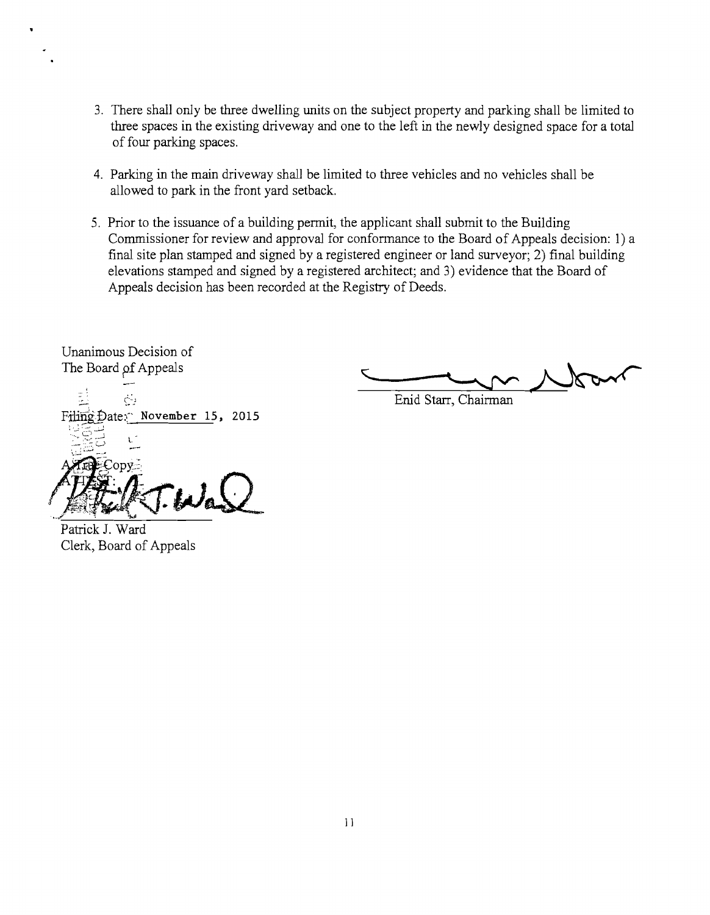3. There shall only be three dwelling units on the subject property and parking shall be limited to three spaces in the existing driveway and one to the left in the newly designed space for a total of four parking spaces.

4. Parking in the main driveway shall be limited to three vehicles and no vehicles shall be allowed to park in the front yard setback.

5. Prior to the issuance of a building permit, the applicant shall submit to the Building Commissioner for review and approval for conformance to the Board of Appeals decision: 1) a final site plan stamped and signed by a registered engineer or land surveyor; 2) final building elevations stamped and signed by a registered architect; and 3) evidence that the Board of Appeals decision has been recorded at the Registry of Deeds.

Unanimous Decision of
The Board of Appeals

Enid Starr, Chairman

Filing Date: November 15, 2015

A True Copy
ATTEST:

Patrick J. Ward
Clerk, Board of Appeals